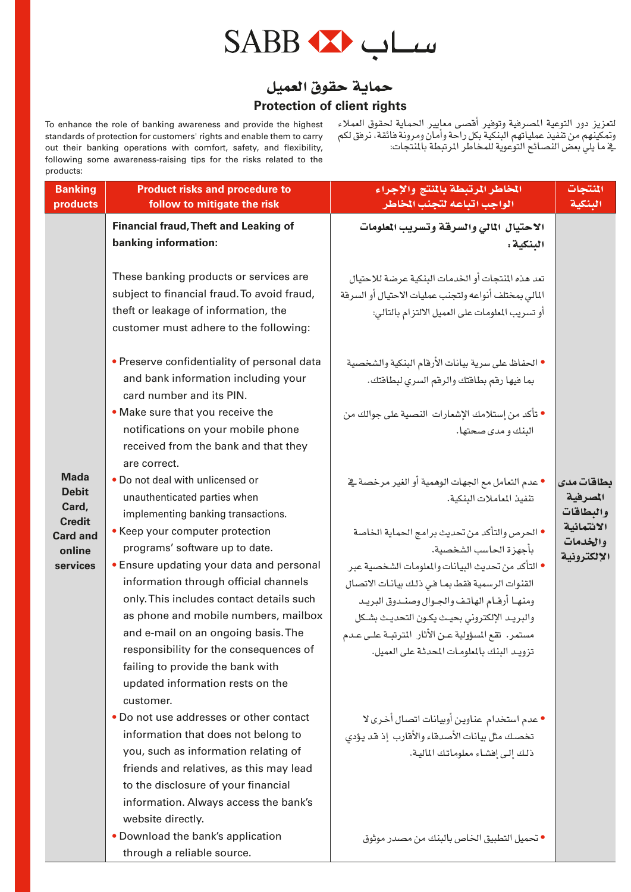SABB ساب

# حماية حقوق العميل

## Protection of client rights

لتعزيز دور التوعية المصرفية وتوفير أقصى معايير الحماية لحقوق العملاء وتمكينهم من تنفيذ عملياتهم البنكية بكل راحة وأمان ومرونة فائقة، نرفق لكم في ما يلي بعض النصائح التوعوية للمخاطر المرتبطة بالمنتجات:

To enhance the role of banking awareness and provide the highest standards of protection for customers' rights and enable them to carry out their banking operations with comfort, safety, and flexibility, following some awareness-raising tips for the risks related to the products:

| Banking products | Product risks and procedure to follow to mitigate the risk | المخاطر المرتبطة بالمنتج والإجراء الواجب اتباعه لتجنب المخاطر | المنتجات البنكية |
|---|---|---|---|
| Mada Debit Card, Credit Card and online services | **Financial fraud, Theft and Leaking of banking information:**<br><br>These banking products or services are subject to financial fraud. To avoid fraud, theft or leakage of information, the customer must adhere to the following:<br><br>• Preserve confidentiality of personal data and bank information including your card number and its PIN.<br>• Make sure that you receive the notifications on your mobile phone received from the bank and that they are correct.<br>• Do not deal with unlicensed or unauthenticated parties when implementing banking transactions.<br>• Keep your computer protection programs' software up to date.<br>• Ensure updating your data and personal information through official channels only. This includes contact details such as phone and mobile numbers, mailbox and e-mail on an ongoing basis. The responsibility for the consequences of failing to provide the bank with updated information rests on the customer.<br>• Do not use addresses or other contact information that does not belong to you, such as information relating of friends and relatives, as this may lead to the disclosure of your financial information. Always access the bank's website directly.<br>• Download the bank's application through a reliable source. | **الاحتيال المالي والسرقة وتسريب المعلومات البنكية:**<br><br>تعد هذه المنتجات أو الخدمات البنكية عرضة للاحتيال المالي بمختلف أنواعه ولتجنب عمليات الاحتيال أو السرقة أو تسريب المعلومات على العميل الالتزام بالتالي:<br><br>• الحفاظ على سرية بيانات الأرقام البنكية والشخصية بما فيها رقم بطاقتك والرقم السري لبطاقتك.<br>• تأكد من إستلامك الإشعارات النصية على جوالك من البنك و مدى صحتها.<br>• عدم التعامل مع الجهات الوهمية أو الغير مرخصة في تنفيذ المعاملات البنكية.<br>• الحرص والتأكد من تحديث برامج الحماية الخاصة بأجهزة الحاسب الشخصية.<br>• التأكد من تحديث البيانات والمعلومات الشخصية عبر القنوات الرسمية فقط بما في ذلك بيانات الاتصال ومنها أرقام الهاتف والجوال وصندوق البريد والبريد الإلكتروني بحيث يكون التحديث بشكل مستمر. تقع المسؤولية عن الآثار المترتبة على عدم تزويد البنك بالمعلومات المحدثة على العميل.<br>• عدم استخدام عناوين أوبيانات اتصال أخرى لا تخصك مثل بيانات الأصدقاء والأقارب إذ قد يؤدي ذلك إلى إفشاء معلوماتك المالية.<br>• تحميل التطبيق الخاص بالبنك من مصدر موثوق | بطاقات مدى المصرفية والبطاقات الائتمانية والخدمات الإلكترونية |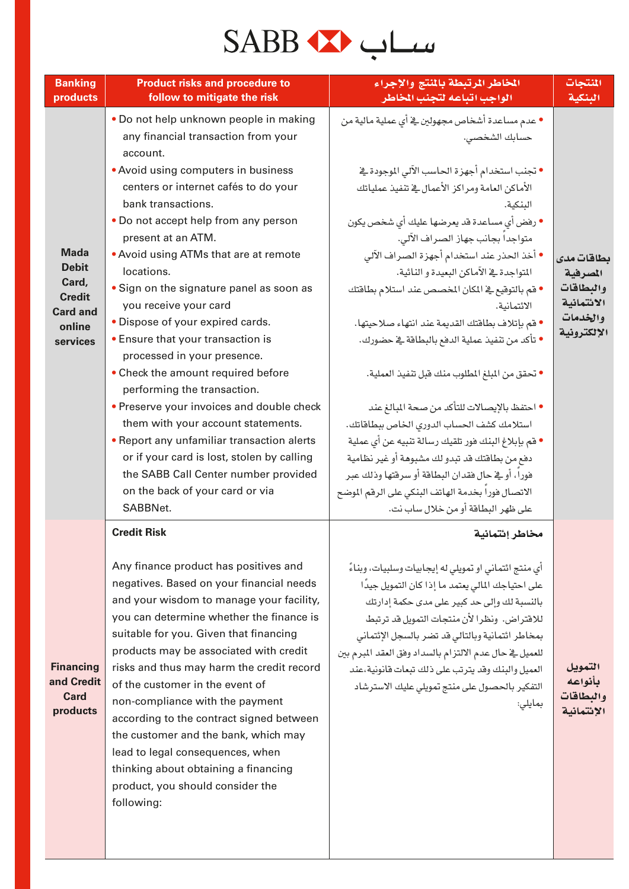SABB ساب

| Banking products | Product risks and procedure to follow to mitigate the risk | المخاطر المرتبطة بالمنتج والإجراء الواجب اتباعه لتجنب المخاطر | المنتجات البنكية |
|---|---|---|---|
| **Mada Debit Card, Credit Card and online services** | • Do not help unknown people in making any financial transaction from your account.<br>• Avoid using computers in business centers or internet cafés to do your bank transactions.<br>• Do not accept help from any person present at an ATM.<br>• Avoid using ATMs that are at remote locations.<br>• Sign on the signature panel as soon as you receive your card<br>• Dispose of your expired cards.<br>• Ensure that your transaction is processed in your presence.<br>• Check the amount required before performing the transaction.<br>• Preserve your invoices and double check them with your account statements.<br>• Report any unfamiliar transaction alerts or if your card is lost, stolen by calling the SABB Call Center number provided on the back of your card or via SABBNet. | • عدم مساعدة أشخاص مجهولين في أي عملية مالية من حسابك الشخصي.<br>• تجنب استخدام أجهزة الحاسب الآلي الموجودة في الأماكن العامة ومراكز الأعمال في تنفيذ عملياتك البنكية.<br>• رفض أي مساعدة قد يعرضها عليك أي شخص يكون متواجداً بجانب جهاز الصراف الآلي.<br>• أخذ الحذر عند استخدام أجهزة الصراف الآلي المتواجدة في الأماكن البعيدة و النائية.<br>• قم بالتوقيع في المكان المخصص عند استلام بطاقتك الائتمانية.<br>• قم بإتلاف بطاقاتك القديمة عند انتهاء صلاحيتها.<br>• تأكد من تنفيذ عملية الدفع بالبطاقة في حضورك.<br>• تحقق من المبلغ المطلوب منك قبل تنفيذ العملية.<br>• احتفظ بالإيصالات للتأكد من صحة المبالغ عند استلامك كشف الحساب الدوري الخاص ببطاقاتك.<br>• قم بإبلاغ البنك فور تلقيك رسالة تنبيه عن أي عملية دفع من بطاقتك قد تبدو لك مشبوهة أو غير نظامية فوراً، أو في حال فقدان البطاقة أو سرقتها وذلك عبر الاتصال فوراً بخدمة الهاتف البنكي على الرقم الموضح على ظهر البطاقة أو من خلال ساب نت. | **بطاقات مدى المصرفية والبطاقات الائتمانية والخدمات الإلكترونية** |
| **Financing and Credit Card products** | **Credit Risk**<br><br>Any finance product has positives and negatives. Based on your financial needs and your wisdom to manage your facility, you can determine whether the finance is suitable for you. Given that financing products may be associated with credit risks and thus may harm the credit record of the customer in the event of non-compliance with the payment according to the contract signed between the customer and the bank, which may lead to legal consequences, when thinking about obtaining a financing product, you should consider the following: | **مخاطر إئتمانية**<br><br>أي منتج ائتماني او تمويلي له إيجابيات وسلبيات، وبناءً على احتياجك المالي يعتمد ما إذا كان التمويل جيدًا بالنسبة لك وإلى حد كبير على مدى حكمة إدارتك للاقتراض. ونظرا لأن منتجات التمويل قد ترتبط بمخاطر ائتمانية وبالتالي قد تضر بالسجل الإئتماني للعميل في حال عدم الالتزام بالسداد وفق العقد المبرم بين العميل والبنك وقد يترتب على ذلك تبعات قانونية،عند التفكير بالحصول على منتج تمويلي عليك الاسترشاد بمايلي: | **التمويل بأنواعه والبطاقات الإئتمانية** |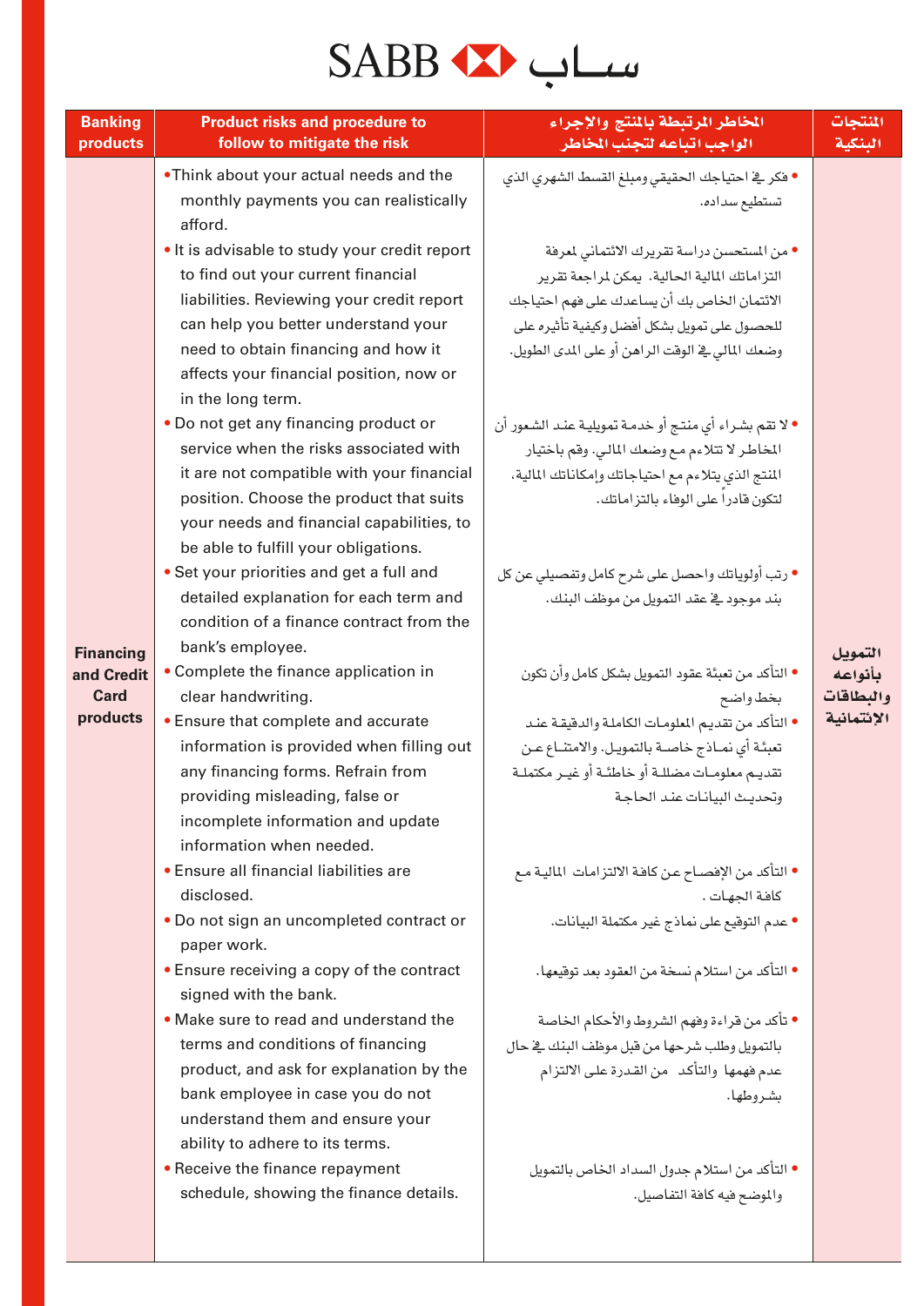SABB ساب

| Banking products | Product risks and procedure to follow to mitigate the risk | المخاطر المرتبطة بالمنتج والإجراء الواجب اتباعه لتجنب المخاطر | المنتجات البنكية |
|---|---|---|---|
| Financing and Credit Card products | • Think about your actual needs and the monthly payments you can realistically afford.<br>• It is advisable to study your credit report to find out your current financial liabilities. Reviewing your credit report can help you better understand your need to obtain financing and how it affects your financial position, now or in the long term.<br>• Do not get any financing product or service when the risks associated with it are not compatible with your financial position. Choose the product that suits your needs and financial capabilities, to be able to fulfill your obligations.<br>• Set your priorities and get a full and detailed explanation for each term and condition of a finance contract from the bank's employee.<br>• Complete the finance application in clear handwriting.<br>• Ensure that complete and accurate information is provided when filling out any financing forms. Refrain from providing misleading, false or incomplete information and update information when needed.<br>• Ensure all financial liabilities are disclosed.<br>• Do not sign an uncompleted contract or paper work.<br>• Ensure receiving a copy of the contract signed with the bank.<br>• Make sure to read and understand the terms and conditions of financing product, and ask for explanation by the bank employee in case you do not understand them and ensure your ability to adhere to its terms.<br>• Receive the finance repayment schedule, showing the finance details. | • فكر في احتياجك الحقيقي ومبلغ القسط الشهري الذي تستطيع سداده.<br>• من المستحسن دراسة تقريرك الائتماني لمعرفة التزاماتك المالية الحالية. يمكن لمراجعة تقرير الائتمان الخاص بك أن يساعدك على فهم احتياجك للحصول على تمويل بشكل أفضل وكيفية تأثيره على وضعك المالي في الوقت الراهن أو على المدى الطويل.<br>• لا تقم بشراء أي منتج أو خدمة تمويلية عند الشعور أن المخاطر لا تتلاءم مع وضعك المالي. وقم باختيار المنتج الذي يتلاءم مع احتياجاتك وإمكاناتك المالية، لتكون قادراً على الوفاء بالتزاماتك.<br>• رتب أولوياتك واحصل على شرح كامل وتفصيلي عن كل بند موجود في عقد التمويل من موظف البنك.<br>• التأكد من تعبئة عقود التمويل بشكل كامل وأن تكون بخط واضح<br>• التأكد من تقديم المعلومات الكاملة والدقيقة عند تعبئة أي نماذج خاصة بالتمويل. والامتناع عن تقديم معلومات مضللة أو خاطئة أو غير مكتملة وتحديث البيانات عند الحاجة<br>• التأكد من الإفصاح عن كافة الالتزامات المالية مع كافة الجهات .<br>• عدم التوقيع على نماذج غير مكتملة البيانات.<br>• التأكد من استلام نسخة من العقود بعد توقيعها.<br>• تأكد من قراءة وفهم الشروط والأحكام الخاصة بالتمويل وطلب شرحها من قبل موظف البنك في حال عدم فهمها والتأكد من القدرة على الالتزام بشروطها.<br>• التأكد من استلام جدول السداد الخاص بالتمويل والموضح فيه كافة التفاصيل. | التمويل بأنواعه والبطاقات الإئتمانية |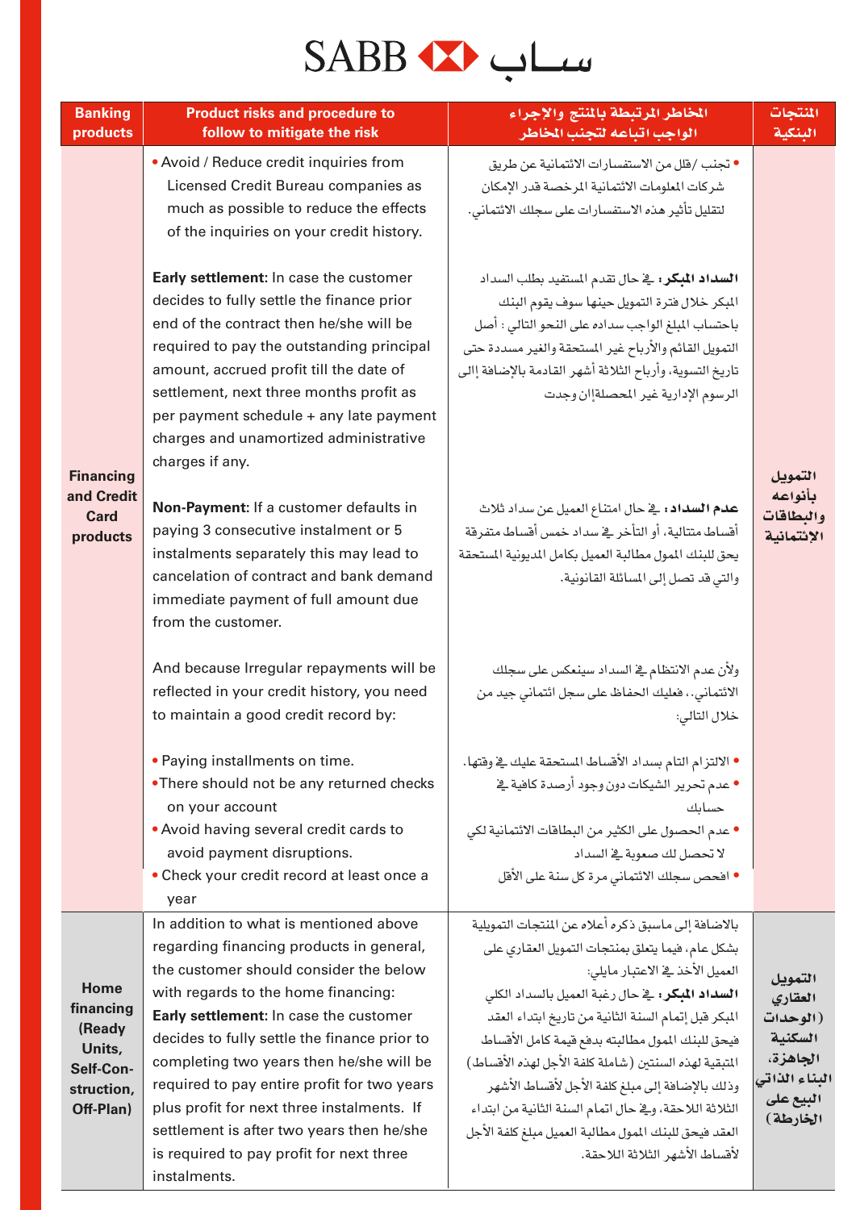SABB ساب

| Banking products | Product risks and procedure to follow to mitigate the risk | المخاطر المرتبطة بالمنتج والإجراء الواجب اتباعه لتجنب المخاطر | المنتجات البنكية |
|---|---|---|---|
| Financing and Credit Card products | • Avoid / Reduce credit inquiries from Licensed Credit Bureau companies as much as possible to reduce the effects of the inquiries on your credit history.<br><br>**Early settlement**: In case the customer decides to fully settle the finance prior end of the contract then he/she will be required to pay the outstanding principal amount, accrued profit till the date of settlement, next three months profit as per payment schedule + any late payment charges and unamortized administrative charges if any.<br><br>**Non-Payment:** If a customer defaults in paying 3 consecutive instalment or 5 instalments separately this may lead to cancelation of contract and bank demand immediate payment of full amount due from the customer.<br><br>And because Irregular repayments will be reflected in your credit history, you need to maintain a good credit record by:<br><br>• Paying installments on time.<br>• There should not be any returned checks on your account<br>• Avoid having several credit cards to avoid payment disruptions.<br>• Check your credit record at least once a year | • تجنب /قلل من الاستفسارات الائتمانية عن طريق شركات المعلومات الائتمانية المرخصة قدر الإمكان لتقليل تأثير هذه الاستفسارات على سجلك الائتماني.<br><br>**السداد المبكر:** في حال تقدم المستفيد بطلب السداد المبكر خلال فترة التمويل حينها سوف يقوم البنك باحتساب المبلغ الواجب سداده على النحو التالي: أصل التمويل القائم والأرباح غير المستحقة والغير مسددة حتى تاريخ التسوية، وأرباح الثلاثة أشهر القادمة بالإضافة إالى الرسوم الإدارية غير المحصلةإان وجدت<br><br>**عدم السداد:** في حال امتناع العميل عن سداد ثلاث أقساط متتالية، أو التأخر في سداد خمس أقساط متفرقة يحق للبنك الممول مطالبة العميل بكامل المديونية المستحقة والتي قد تصل إلى المسائلة القانونية.<br><br>ولأن عدم الانتظام في السداد سينعكس على سجلك الائتماني،، فعليك الحفاظ على سجل ائتماني جيد من خلال التالي:<br><br>• الالتزام التام بسداد الأقساط المستحقة عليك في وقتها.<br>• عدم تحرير الشيكات دون وجود أرصدة كافية في حسابك<br>• عدم الحصول على الكثير من البطاقات الائتمانية لكي لا تحصل لك صعوبة في السداد<br>• افحص سجلك الائتماني مرة كل سنة على الأقل | التمويل بأنواعه والبطاقات الإئتمانية |
| Home financing (Ready Units, Self-Construction, Off-Plan) | In addition to what is mentioned above regarding financing products in general, the customer should consider the below with regards to the home financing:<br>**Early settlement**: In case the customer decides to fully settle the finance prior to completing two years then he/she will be required to pay entire profit for two years plus profit for next three instalments. If settlement is after two years then he/she is required to pay profit for next three instalments. | بالاضافة إلى ماسبق ذكره أعلاه عن المنتجات التمويلية بشكل عام، فيما يتعلق بمنتجات التمويل العقاري على العميل الأخذ في الاعتبار مايلي:<br>**السداد المبكر:** في حال رغبة العميل بالسداد الكلي المبكر قبل إتمام السنة الثانية من تاريخ ابتداء العقد فيحق للبنك الممول مطالبته بدفع قيمة كامل الأقساط المتبقية لهذه السنتين (شاملة كلفة الأجل لهذه الأقساط) وذلك بالإضافة إلى مبلغ كلفة الأجل لأقساط الأشهر الثلاثة اللاحقة، وفي حال اتمام السنة الثانية من ابتداء العقد فيحق للبنك الممول مطالبة العميل مبلغ كلفة الأجل لأقساط الأشهر الثلاثة اللاحقة. | التمويل العقاري (الوحدات السكنية الجاهزة، البناء الذاتي البيع على الخارطة) |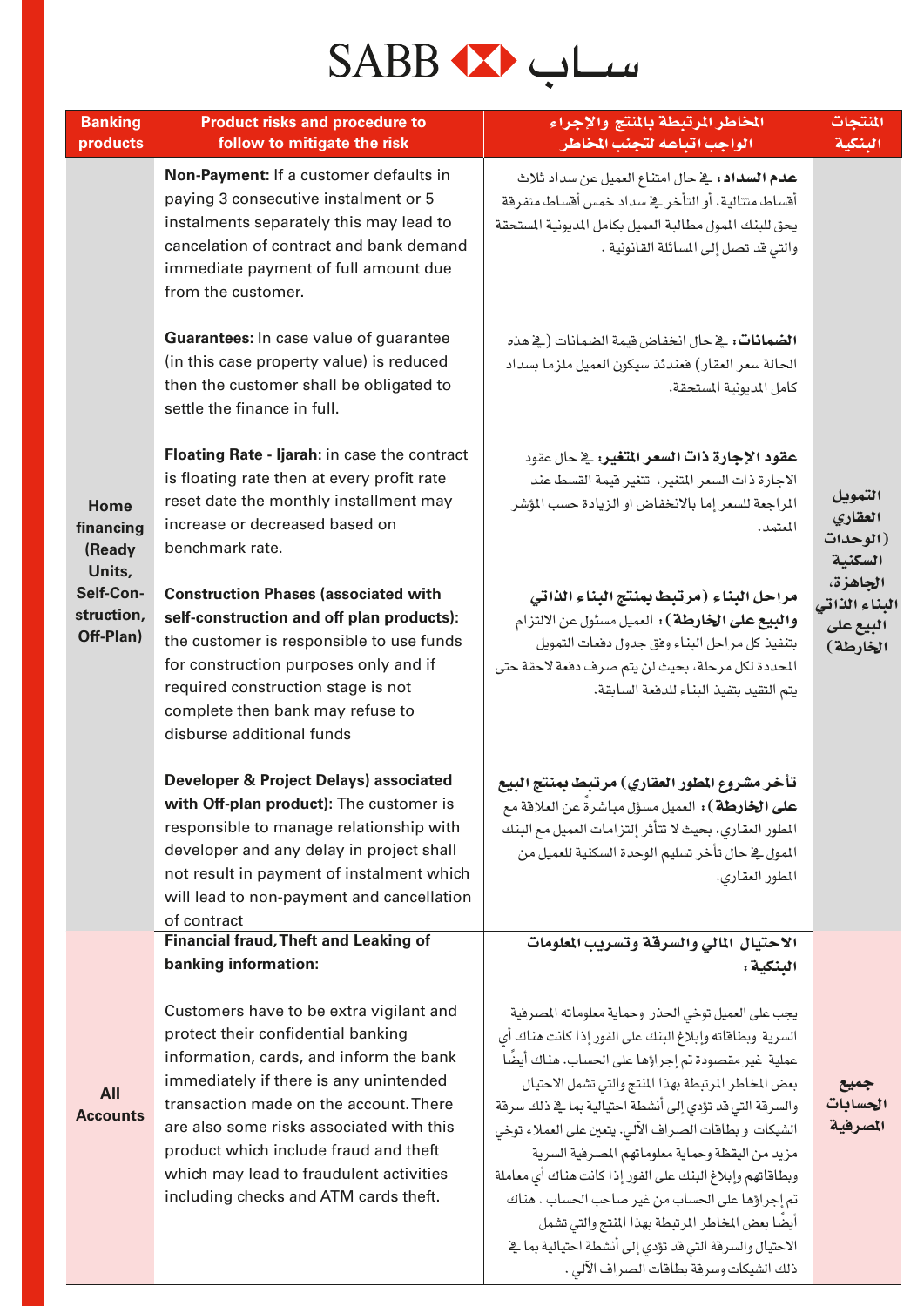SABB ساب

| Banking products | Product risks and procedure to follow to mitigate the risk | المخاطر المرتبطة بالمنتج والإجراء الواجب اتباعه لتجنب المخاطر | المنتجات البنكية |
|---|---|---|---|
| Home financing (Ready Units, Self-Construction, Off-Plan) | **Non-Payment:** If a customer defaults in paying 3 consecutive instalment or 5 instalments separately this may lead to cancelation of contract and bank demand immediate payment of full amount due from the customer. | **عدم السداد:** في حال امتناع العميل عن سداد ثلاث أقساط متتالية، أو التأخر في سداد خمس أقساط متفرقة يحق للبنك الممول مطالبة العميل بكامل المديونية المستحقة والتي قد تصل إلى المسائلة القانونية . | التمويل العقاري (الوحدات السكنية الجاهزة، البناء الذاتي البيع على الخارطة) |
| | **Guarantees:** In case value of guarantee (in this case property value) is reduced then the customer shall be obligated to settle the finance in full. | **الضمانات:** في حال انخفاض قيمة الضمانات (في هذه الحالة سعر العقار) فعندئذ سيكون العميل ملزما بسداد كامل المديونية المستحقة. | |
| | **Floating Rate - Ijarah:** in case the contract is floating rate then at every profit rate reset date the monthly installment may increase or decreased based on benchmark rate. | **عقود الإجارة ذات السعر المتغير:** في حال عقود الاجارة ذات السعر المتغير، تتغير قيمة القسط عند المراجعة للسعر إما بالانخفاض او الزيادة حسب المؤشر المعتمد. | |
| | **Construction Phases (associated with self-construction and off plan products):** the customer is responsible to use funds for construction purposes only and if required construction stage is not complete then bank may refuse to disburse additional funds | **مراحل البناء (مرتبط بمنتج البناء الذاتي والبيع على الخارطة):** العميل مسؤول عن الالتزام بتنفيذ كل مراحل البناء وفق جدول دفعات التمويل المحددة لكل مرحلة، بحيث لن يتم صرف دفعة لاحقة حتى يتم التقيد بتنفيذ البناء للدفعة السابقة. | |
| | **Developer & Project Delays) associated with Off-plan product):** The customer is responsible to manage relationship with developer and any delay in project shall not result in payment of instalment which will lead to non-payment and cancellation of contract | **تأخر مشروع المطور العقاري) مرتبط بمنتج البيع على الخارطة):** العميل مسؤل مباشرةً عن العلاقة مع المطور العقاري، بحيث لا تتأثر إلتزامات العميل مع البنك الممول في حال تأخر تسليم الوحدة السكنية للعميل من المطور العقاري. | |
| All Accounts | **Financial fraud, Theft and Leaking of banking information:**<br><br>Customers have to be extra vigilant and protect their confidential banking information, cards, and inform the bank immediately if there is any unintended transaction made on the account. There are also some risks associated with this product which include fraud and theft which may lead to fraudulent activities including checks and ATM cards theft. | **الاحتيال المالي والسرقة وتسريب المعلومات البنكية:**<br><br>يجب على العميل توخي الحذر وحماية معلوماته المصرفية السرية وبطاقاته وإبلاغ البنك على الفور إذا كانت هناك أي عملية غير مقصودة تم إجراؤها على الحساب. هناك أيضًا بعض المخاطر المرتبطة بهذا المنتج والتي تشمل الاحتيال والسرقة التي قد تؤدي إلى أنشطة احتيالية بما في ذلك سرقة الشيكات و بطاقات الصراف الآلي. يتعين على العملاء توخي مزيد من اليقظة وحماية معلوماتهم المصرفية السرية وبطاقاتهم وإبلاغ البنك على الفور إذا كانت هناك أي معاملة تم إجراؤها على الحساب من غير صاحب الحساب . هناك أيضًا بعض المخاطر المرتبطة بهذا المنتج والتي تشمل الاحتيال والسرقة التي قد تؤدي إلى أنشطة احتيالية بما في ذلك الشيكات وسرقة بطاقات الصراف الآلي . | جميع الحسابات المصرفية |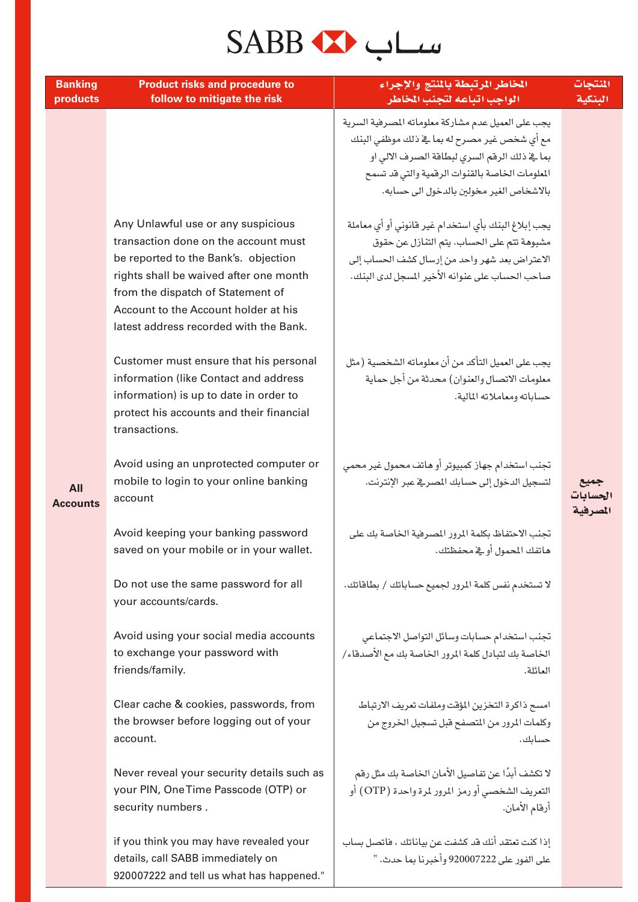SABB ساب

| Banking products | Product risks and procedure to follow to mitigate the risk | المخاطر المرتبطة بالمنتج والإجراء الواجب اتباعه لتجنب المخاطر | المنتجات البنكية |
| --- | --- | --- | --- |
| All Accounts | | يجب على العميل عدم مشاركة معلوماته المصرفية السرية مع أي شخص غير مصرح له بما في ذلك موظفي البنك بما في ذلك الرقم السري لبطاقة الصرف الالي او المعلومات الخاصة بالقنوات الرقمية والتي قد تسمح بالاشخاص الغير مخولين بالدخول الى حسابه. | جميع الحسابات المصرفية |
| | Any Unlawful use or any suspicious transaction done on the account must be reported to the Bank's. objection rights shall be waived after one month from the dispatch of Statement of Account to the Account holder at his latest address recorded with the Bank. | يجب إبلاغ البنك بأي استخدام غير قانوني أو أي معاملة مشبوهة تتم على الحساب. يتم التنازل عن حقوق الاعتراض بعد شهر واحد من إرسال كشف الحساب إلى صاحب الحساب على عنوانه الأخير المسجل لدى البنك. | |
| | Customer must ensure that his personal information (like Contact and address information) is up to date in order to protect his accounts and their financial transactions. | يجب على العميل التأكد من أن معلوماته الشخصية (مثل معلومات الاتصال والعنوان) محدثة من أجل حماية حساباته ومعاملاته المالية. | |
| | Avoid using an unprotected computer or mobile to login to your online banking account | تجنب استخدام جهاز كمبيوتر أو هاتف محمول غير محمي لتسجيل الدخول إلى حسابك المصرفي عبر الإنترنت. | |
| | Avoid keeping your banking password saved on your mobile or in your wallet. | تجنب الاحتفاظ بكلمة المرور المصرفية الخاصة بك على هاتفك المحمول أو في محفظتك. | |
| | Do not use the same password for all your accounts/cards. | لا تستخدم نفس كلمة المرور لجميع حساباتك / بطاقاتك. | |
| | Avoid using your social media accounts to exchange your password with friends/family. | تجنب استخدام حسابات وسائل التواصل الاجتماعي الخاصة بك لتبادل كلمة المرور الخاصة بك مع الأصدقاء/ العائلة. | |
| | Clear cache & cookies, passwords, from the browser before logging out of your account. | امسح ذاكرة التخزين المؤقت وملفات تعريف الارتباط وكلمات المرور من المتصفح قبل تسجيل الخروج من حسابك. | |
| | Never reveal your security details such as your PIN, One Time Passcode (OTP) or security numbers . | لا تكشف أبدًا عن تفاصيل الأمان الخاصة بك مثل رقم التعريف الشخصي أو رمز المرور لمرة واحدة (OTP) أو أرقام الأمان. | |
| | if you think you may have revealed your details, call SABB immediately on 920007222 and tell us what has happened." | إذا كنت تعتقد أنك قد كشفت عن بياناتك ، فاتصل بساب على الفور على 920007222 وأخبرنا بما حدث. " | |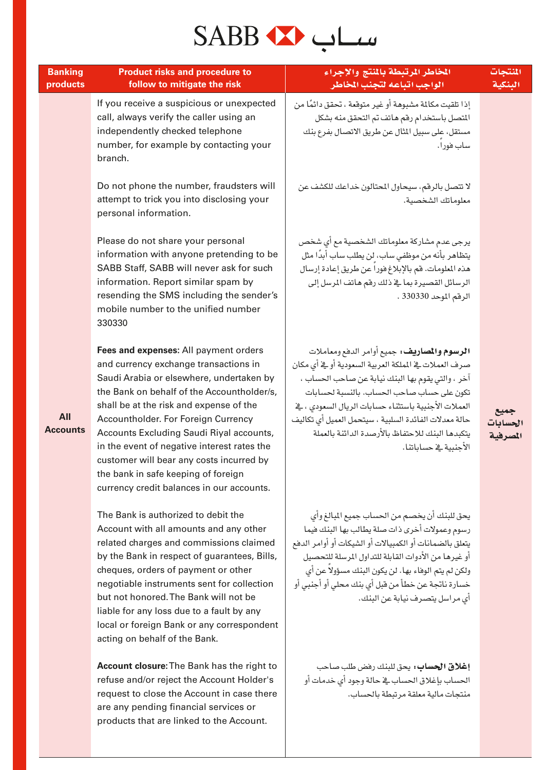# SABB ساب

| Banking products | Product risks and procedure to follow to mitigate the risk | المخاطر المرتبطة بالمنتج والإجراء الواجب اتباعه لتجنب المخاطر | المنتجات البنكية |
|---|---|---|---|
| All Accounts | If you receive a suspicious or unexpected call, always verify the caller using an independently checked telephone number, for example by contacting your branch.<br><br>Do not phone the number, fraudsters will attempt to trick you into disclosing your personal information.<br><br>Please do not share your personal information with anyone pretending to be SABB Staff, SABB will never ask for such information. Report similar spam by resending the SMS including the sender's mobile number to the unified number 330330<br><br>**Fees and expenses:** All payment orders and currency exchange transactions in Saudi Arabia or elsewhere, undertaken by the Bank on behalf of the Accountholder/s, shall be at the risk and expense of the Accountholder. For Foreign Currency Accounts Excluding Saudi Riyal accounts, in the event of negative interest rates the customer will bear any costs incurred by the bank in safe keeping of foreign currency credit balances in our accounts.<br><br>The Bank is authorized to debit the Account with all amounts and any other related charges and commissions claimed by the Bank in respect of guarantees, Bills, cheques, orders of payment or other negotiable instruments sent for collection but not honored. The Bank will not be liable for any loss due to a fault by any local or foreign Bank or any correspondent acting on behalf of the Bank.<br><br>**Account closure:** The Bank has the right to refuse and/or reject the Account Holder's request to close the Account in case there are any pending financial services or products that are linked to the Account. | إذا تلقيت مكالمة مشبوهة أو غير متوقعة ، تحقق دائمًا من المتصل باستخدام رقم هاتف تم التحقق منه بشكل مستقل، على سبيل المثال عن طريق الاتصال بفرع بنك ساب فوراً.<br><br>لا تتصل بالرقم، سيحاول المحتالون خداعك للكشف عن معلوماتك الشخصية.<br><br>يرجى عدم مشاركة معلوماتك الشخصية مع أي شخص يتظاهر بأنه من موظفي ساب، لن يطلب ساب أبدًا مثل هذه المعلومات. قم بالإبلاغ فوراً عن طريق إعادة إرسال الرسائل القصيرة بما في ذلك رقم هاتف المرسل إلى الرقم الموحد 330330 .<br><br>**الرسوم والمصاريف:** جميع أوامر الدفع ومعاملات صرف العملات في المملكة العربية السعودية أو في أي مكان آخر ، والتي يقوم بها البنك نيابة عن صاحب الحساب ، تكون على حساب صاحب الحساب. بالنسبة لحسابات العملات الأجنبية باستثناء حسابات الريال السعودي ، في حالة معدلات الفائدة السلبية ، سيتحمل العميل أي تكاليف يتكبدها البنك للاحتفاظ بالأرصدة الدائنة بالعملة الأجنبية في حساباتنا.<br><br>يحق للبنك أن يخصم من الحساب جميع المبالغ وأي رسوم وعمولات أخرى ذات صلة يطالب بها البنك فيما يتعلق بالضمانات أو الكمبيالات أو الشيكات أو أوامر الدفع أو غيرها من الأدوات القابلة للتداول المرسلة للتحصيل ولكن لم يتم الوفاء بها. لن يكون البنك مسؤولاً عن أي خسارة ناتجة عن خطأ من قبل أي بنك محلي أو أجنبي أو أي مراسل يتصرف نيابة عن البنك.<br><br>**إغلاق الحساب:** يحق للبنك رفض طلب صاحب الحساب بإغلاق الحساب في حالة وجود أي خدمات أو منتجات مالية معلقة مرتبطة بالحساب. | جميع الحسابات المصرفية |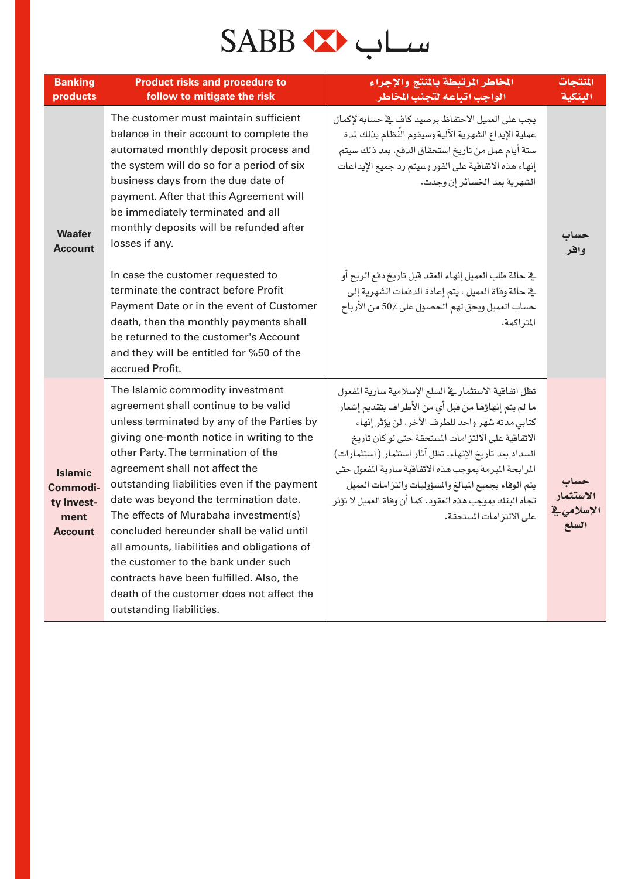SABB ساب

| Banking products | Product risks and procedure to follow to mitigate the risk | المخاطر المرتبطة بالمنتج والإجراء الواجب اتباعه لتجنب المخاطر | المنتجات البنكية |
|---|---|---|---|
| Waafer Account | The customer must maintain sufficient balance in their account to complete the automated monthly deposit process and the system will do so for a period of six business days from the due date of payment. After that this Agreement will be immediately terminated and all monthly deposits will be refunded after losses if any.<br><br>In case the customer requested to terminate the contract before Profit Payment Date or in the event of Customer death, then the monthly payments shall be returned to the customer's Account and they will be entitled for %50 of the accrued Profit. | يجب على العميل الاحتفاظ برصيد كاف في حسابه لإكمال عملية الإيداع الشهرية الآلية وسيقوم النّظام بذلك لمدة ستة أيام عمل من تاريخ استحقاق الدفع. بعد ذلك سيتم إنهاء هذه الاتفاقية على الفور وسيتم رد جميع الإيداعات الشهرية بعد الخسائر إن وجدت.<br><br>في حالة طلب العميل إنهاء العقد قبل تاريخ دفع الربح أو في حالة وفاة العميل ، يتم إعادة الدفعات الشهرية إلى حساب العميل ويحق لهم الحصول على 50٪ من الأرباح المتراكمة. | حساب وافر |
| Islamic Commodity Investment Account | The Islamic commodity investment agreement shall continue to be valid unless terminated by any of the Parties by giving one-month notice in writing to the other Party. The termination of the agreement shall not affect the outstanding liabilities even if the payment date was beyond the termination date. The effects of Murabaha investment(s) concluded hereunder shall be valid until all amounts, liabilities and obligations of the customer to the bank under such contracts have been fulfilled. Also, the death of the customer does not affect the outstanding liabilities. | تظل اتفاقية الاستثمار في السلع الإسلامية سارية المفعول ما لم يتم إنهاؤها من قبل أي من الأطراف بتقديم إشعار كتابي مدته شهر واحد للطرف الآخر. لن يؤثر إنهاء الاتفاقية على الالتزامات المستحقة حتى لو كان تاريخ السداد بعد تاريخ الإنهاء. تظل آثار استثمار (استثمارات) المرابحة المبرمة بموجب هذه الاتفاقية سارية المفعول حتى يتم الوفاء بجميع المبالغ والمسؤوليات والتزامات العميل تجاه البنك بموجب هذه العقود. كما أن وفاة العميل لا تؤثر على الالتزامات المستحقة. | حساب الاستثمار الإسلامي في السلع |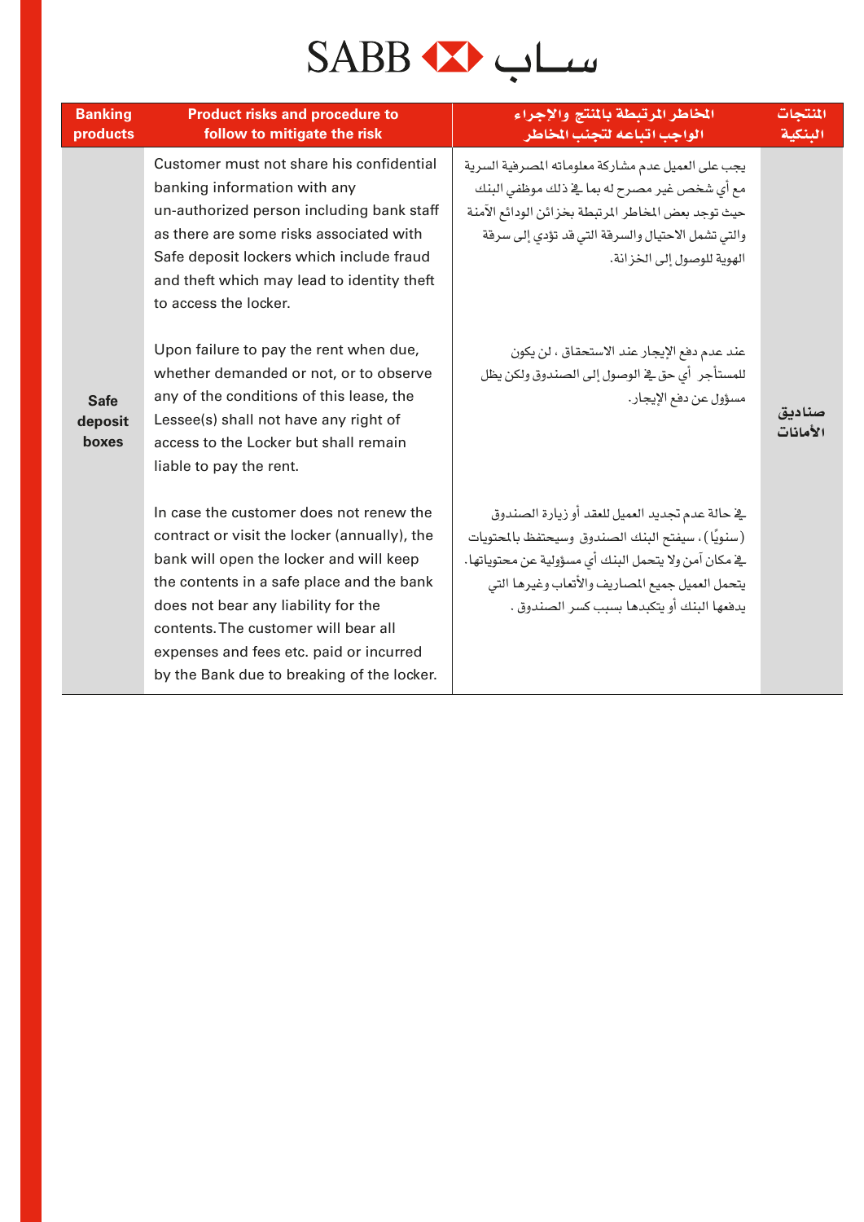SABB ساب

| Banking products | Product risks and procedure to follow to mitigate the risk | المخاطر المرتبطة بالمنتج والإجراء الواجب اتباعه لتجنب المخاطر | المنتجات البنكية |
|---|---|---|---|
| Safe deposit boxes | Customer must not share his confidential banking information with any un-authorized person including bank staff as there are some risks associated with Safe deposit lockers which include fraud and theft which may lead to identity theft to access the locker. | يجب على العميل عدم مشاركة معلوماته المصرفية السرية مع أي شخص غير مصرح له بما في ذلك موظفي البنك حيث توجد بعض المخاطر المرتبطة بخزائن الودائع الآمنة والتي تشمل الاحتيال والسرقة التي قد تؤدي إلى سرقة الهوية للوصول إلى الخزانة. | صناديق الأمانات |
| | Upon failure to pay the rent when due, whether demanded or not, or to observe any of the conditions of this lease, the Lessee(s) shall not have any right of access to the Locker but shall remain liable to pay the rent. | عند عدم دفع الإيجار عند الاستحقاق ، لن يكون للمستأجر أي حق في الوصول إلى الصندوق ولكن يظل مسؤول عن دفع الإيجار. | |
| | In case the customer does not renew the contract or visit the locker (annually), the bank will open the locker and will keep the contents in a safe place and the bank does not bear any liability for the contents. The customer will bear all expenses and fees etc. paid or incurred by the Bank due to breaking of the locker. | في حالة عدم تجديد العميل للعقد أو زيارة الصندوق (سنويًا) ، سيفتح البنك الصندوق وسيحتفظ بالمحتويات في مكان آمن ولا يتحمل البنك أي مسؤولية عن محتوياتها. يتحمل العميل جميع المصاريف والأتعاب وغيرها التي يدفعها البنك أو يتكبدها بسبب كسر الصندوق . | |